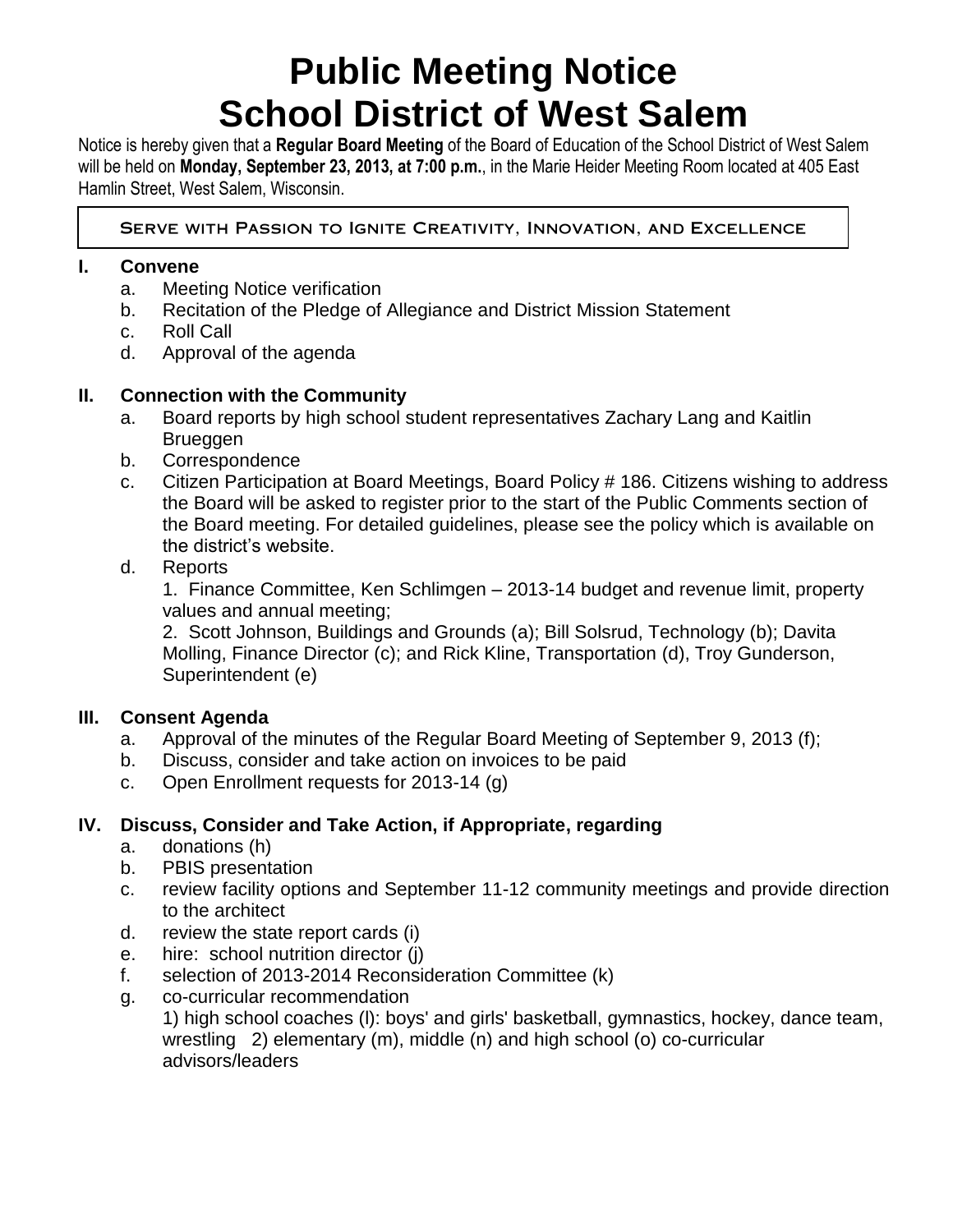# Public Meeting Notice
# School District of West Salem

Notice is hereby given that a **Regular Board Meeting** of the Board of Education of the School District of West Salem will be held on **Monday, September 23, 2013, at 7:00 p.m.**, in the Marie Heider Meeting Room located at 405 East Hamlin Street, West Salem, Wisconsin.

SERVE WITH PASSION TO IGNITE CREATIVITY, INNOVATION, AND EXCELLENCE

## I. Convene

a. Meeting Notice verification
b. Recitation of the Pledge of Allegiance and District Mission Statement
c. Roll Call
d. Approval of the agenda

## II. Connection with the Community

a. Board reports by high school student representatives Zachary Lang and Kaitlin Brueggen
b. Correspondence
c. Citizen Participation at Board Meetings, Board Policy # 186. Citizens wishing to address the Board will be asked to register prior to the start of the Public Comments section of the Board meeting. For detailed guidelines, please see the policy which is available on the district's website.
d. Reports
   1. Finance Committee, Ken Schlimgen – 2013-14 budget and revenue limit, property values and annual meeting;
   2. Scott Johnson, Buildings and Grounds (a); Bill Solsrud, Technology (b); Davita Molling, Finance Director (c); and Rick Kline, Transportation (d), Troy Gunderson, Superintendent (e)

## III. Consent Agenda

a. Approval of the minutes of the Regular Board Meeting of September 9, 2013 (f);
b. Discuss, consider and take action on invoices to be paid
c. Open Enrollment requests for 2013-14 (g)

## IV. Discuss, Consider and Take Action, if Appropriate, regarding

a. donations (h)
b. PBIS presentation
c. review facility options and September 11-12 community meetings and provide direction to the architect
d. review the state report cards (i)
e. hire: school nutrition director (j)
f. selection of 2013-2014 Reconsideration Committee (k)
g. co-curricular recommendation
   1) high school coaches (l): boys' and girls' basketball, gymnastics, hockey, dance team, wrestling 2) elementary (m), middle (n) and high school (o) co-curricular advisors/leaders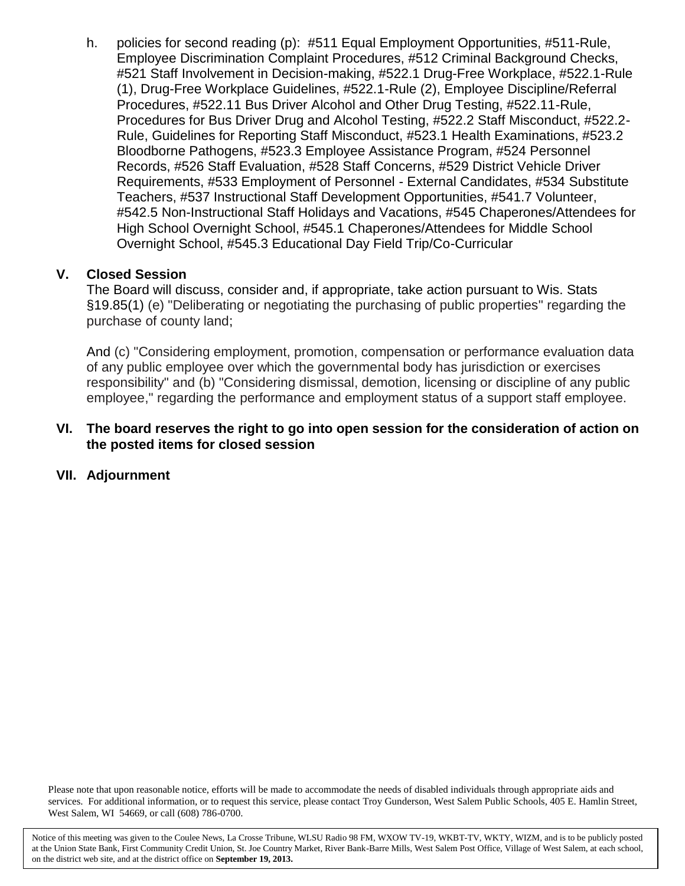h. policies for second reading (p): #511 Equal Employment Opportunities, #511-Rule, Employee Discrimination Complaint Procedures, #512 Criminal Background Checks, #521 Staff Involvement in Decision-making, #522.1 Drug-Free Workplace, #522.1-Rule (1), Drug-Free Workplace Guidelines, #522.1-Rule (2), Employee Discipline/Referral Procedures, #522.11 Bus Driver Alcohol and Other Drug Testing, #522.11-Rule, Procedures for Bus Driver Drug and Alcohol Testing, #522.2 Staff Misconduct, #522.2-Rule, Guidelines for Reporting Staff Misconduct, #523.1 Health Examinations, #523.2 Bloodborne Pathogens, #523.3 Employee Assistance Program, #524 Personnel Records, #526 Staff Evaluation, #528 Staff Concerns, #529 District Vehicle Driver Requirements, #533 Employment of Personnel - External Candidates, #534 Substitute Teachers, #537 Instructional Staff Development Opportunities, #541.7 Volunteer, #542.5 Non-Instructional Staff Holidays and Vacations, #545 Chaperones/Attendees for High School Overnight School, #545.1 Chaperones/Attendees for Middle School Overnight School, #545.3 Educational Day Field Trip/Co-Curricular

## V. Closed Session

The Board will discuss, consider and, if appropriate, take action pursuant to Wis. Stats §19.85(1) (e) "Deliberating or negotiating the purchasing of public properties" regarding the purchase of county land;

And (c) "Considering employment, promotion, compensation or performance evaluation data of any public employee over which the governmental body has jurisdiction or exercises responsibility" and (b) "Considering dismissal, demotion, licensing or discipline of any public employee," regarding the performance and employment status of a support staff employee.

## VI. The board reserves the right to go into open session for the consideration of action on the posted items for closed session

## VII. Adjournment

Please note that upon reasonable notice, efforts will be made to accommodate the needs of disabled individuals through appropriate aids and services. For additional information, or to request this service, please contact Troy Gunderson, West Salem Public Schools, 405 E. Hamlin Street, West Salem, WI 54669, or call (608) 786-0700.

Notice of this meeting was given to the Coulee News, La Crosse Tribune, WLSU Radio 98 FM, WXOW TV-19, WKBT-TV, WKTY, WIZM, and is to be publicly posted at the Union State Bank, First Community Credit Union, St. Joe Country Market, River Bank-Barre Mills, West Salem Post Office, Village of West Salem, at each school, on the district web site, and at the district office on **September 19, 2013.**